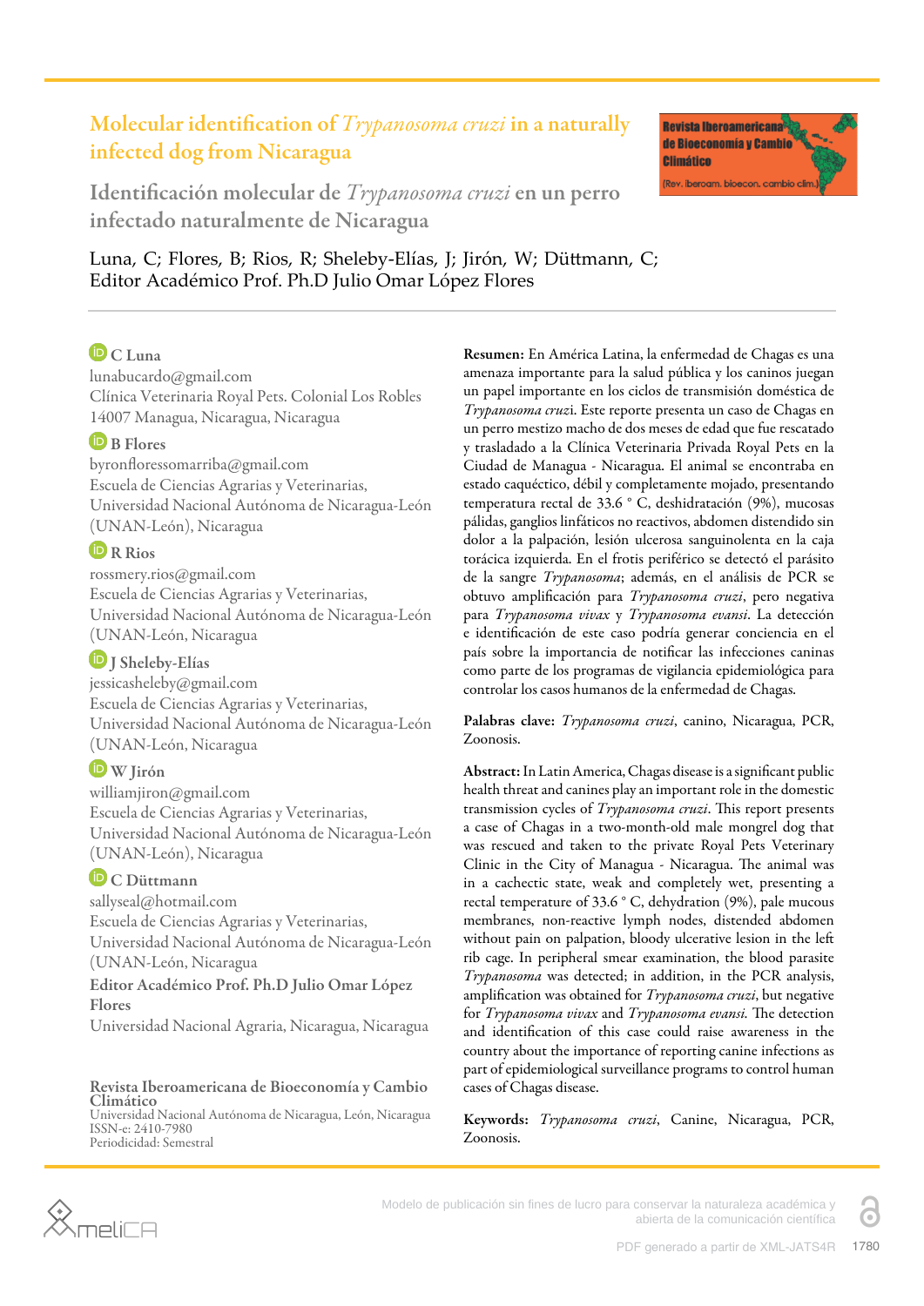# Molecular identification of *Trypanosoma cruzi* in a naturally infected dog from Nicaragua

## Identificación molecular de *Trypanosoma cruzi* en un perro infectado naturalmente de Nicaragua

Luna, C; Flores, B; Rios, R; Sheleby-Elías, J; Jirón, W; Düttmann, C;
Editor Académico Prof. Ph.D Julio Omar López Flores

**C Luna**
lunabucardo@gmail.com
Clínica Veterinaria Royal Pets. Colonial Los Robles 14007 Managua, Managua, Nicaragua

**B Flores**
byronfloressomarriba@gmail.com
Escuela de Ciencias Agrarias y Veterinarias, Universidad Nacional Autónoma de Nicaragua-León (UNAN-León), Nicaragua

**R Rios**
rossmery.rios@gmail.com
Escuela de Ciencias Agrarias y Veterinarias, Universidad Nacional Autónoma de Nicaragua-León (UNAN-León, Nicaragua

**J Sheleby-Elías**
jessicasheleby@gmail.com
Escuela de Ciencias Agrarias y Veterinarias, Universidad Nacional Autónoma de Nicaragua-León (UNAN-León, Nicaragua

**W Jirón**
williamjiron@gmail.com
Escuela de Ciencias Agrarias y Veterinarias, Universidad Nacional Autónoma de Nicaragua-León (UNAN-León), Nicaragua

**C Düttmann**
sallyseal@hotmail.com
Escuela de Ciencias Agrarias y Veterinarias, Universidad Nacional Autónoma de Nicaragua-León (UNAN-León, Nicaragua

**Editor Académico Prof. Ph.D Julio Omar López Flores**
Universidad Nacional Agraria, Nicaragua, Nicaragua

**Revista Iberoamericana de Bioeconomía y Cambio Climático**
Universidad Nacional Autónoma de Nicaragua, León, Nicaragua
ISSN-e: 2410-7980
Periodicidad: Semestral

**Resumen:** En América Latina, la enfermedad de Chagas es una amenaza importante para la salud pública y los caninos juegan un papel importante en los ciclos de transmisión doméstica de *Trypanosoma cruzi*. Este reporte presenta un caso de Chagas en un perro mestizo macho de dos meses de edad que fue rescatado y trasladado a la Clínica Veterinaria Privada Royal Pets en la Ciudad de Managua - Nicaragua. El animal se encontraba en estado caquéctico, débil y completamente mojado, presentando temperatura rectal de 33.6 ° C, deshidratación (9%), mucosas pálidas, ganglios linfáticos no reactivos, abdomen distendido sin dolor a la palpación, lesión ulcerosa sanguinolenta en la caja torácica izquierda. En el frotis periférico se detectó el parásito de la sangre *Trypanosoma*; además, en el análisis de PCR se obtuvo amplificación para *Trypanosoma cruzi*, pero negativa para *Trypanosoma vivax* y *Trypanosoma evansi*. La detección e identificación de este caso podría generar conciencia en el país sobre la importancia de notificar las infecciones caninas como parte de los programas de vigilancia epidemiológica para controlar los casos humanos de la enfermedad de Chagas.

**Palabras clave:** *Trypanosoma cruzi*, canino, Nicaragua, PCR, Zoonosis.

**Abstract:** In Latin America, Chagas disease is a significant public health threat and canines play an important role in the domestic transmission cycles of *Trypanosoma cruzi*. This report presents a case of Chagas in a two-month-old male mongrel dog that was rescued and taken to the private Royal Pets Veterinary Clinic in the City of Managua - Nicaragua. The animal was in a cachectic state, weak and completely wet, presenting a rectal temperature of 33.6 ° C, dehydration (9%), pale mucous membranes, non-reactive lymph nodes, distended abdomen without pain on palpation, bloody ulcerative lesion in the left rib cage. In peripheral smear examination, the blood parasite *Trypanosoma* was detected; in addition, in the PCR analysis, amplification was obtained for *Trypanosoma cruzi*, but negative for *Trypanosoma vivax* and *Trypanosoma evansi*. The detection and identification of this case could raise awareness in the country about the importance of reporting canine infections as part of epidemiological surveillance programs to control human cases of Chagas disease.

**Keywords:** *Trypanosoma cruzi*, Canine, Nicaragua, PCR, Zoonosis.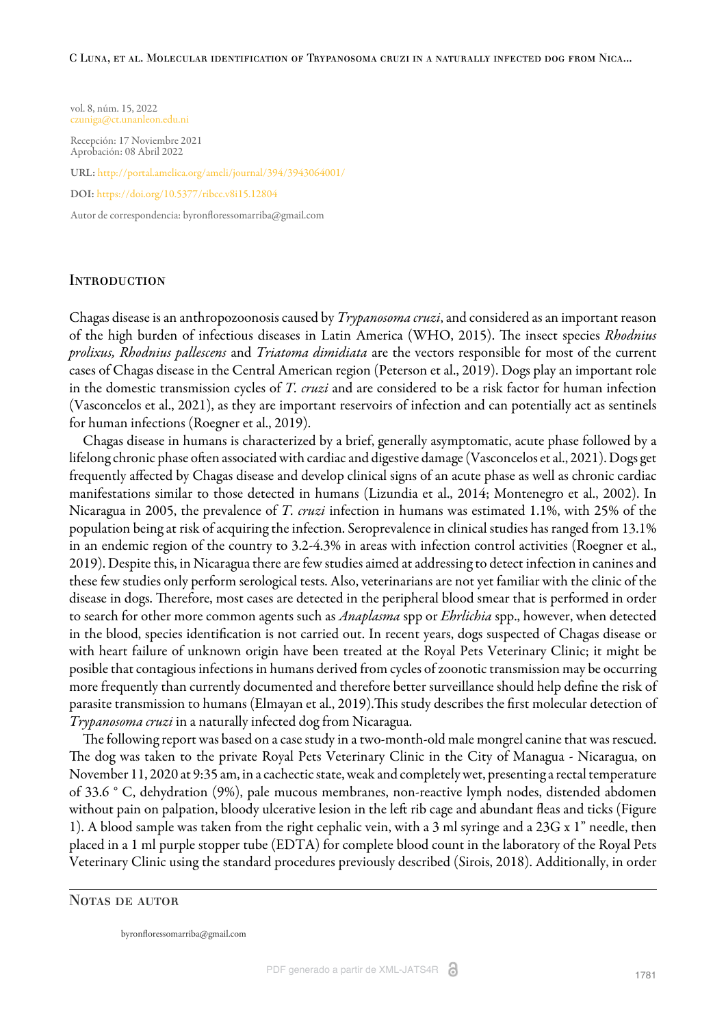vol. 8, núm. 15, 2022

czuniga@ct.unanleon.edu.ni

Recepción: 17 Noviembre 2021

Aprobación: 08 Abril 2022

**URL:** http://portal.amelica.org/ameli/journal/394/3943064001/

**DOI:** https://doi.org/10.5377/ribcc.v8i15.12804

Autor de correspondencia: byronfloressomarriba@gmail.com

## Introduction

Chagas disease is an anthropozoonosis caused by *Trypanosoma cruzi*, and considered as an important reason of the high burden of infectious diseases in Latin America (WHO, 2015). The insect species *Rhodnius prolixus, Rhodnius pallescens* and *Triatoma dimidiata* are the vectors responsible for most of the current cases of Chagas disease in the Central American region (Peterson et al., 2019). Dogs play an important role in the domestic transmission cycles of *T. cruzi* and are considered to be a risk factor for human infection (Vasconcelos et al., 2021), as they are important reservoirs of infection and can potentially act as sentinels for human infections (Roegner et al., 2019).

Chagas disease in humans is characterized by a brief, generally asymptomatic, acute phase followed by a lifelong chronic phase often associated with cardiac and digestive damage (Vasconcelos et al., 2021). Dogs get frequently affected by Chagas disease and develop clinical signs of an acute phase as well as chronic cardiac manifestations similar to those detected in humans (Lizundia et al., 2014; Montenegro et al., 2002). In Nicaragua in 2005, the prevalence of *T. cruzi* infection in humans was estimated 1.1%, with 25% of the population being at risk of acquiring the infection. Seroprevalence in clinical studies has ranged from 13.1% in an endemic region of the country to 3.2-4.3% in areas with infection control activities (Roegner et al., 2019). Despite this, in Nicaragua there are few studies aimed at addressing to detect infection in canines and these few studies only perform serological tests. Also, veterinarians are not yet familiar with the clinic of the disease in dogs. Therefore, most cases are detected in the peripheral blood smear that is performed in order to search for other more common agents such as *Anaplasma* spp or *Ehrlichia* spp., however, when detected in the blood, species identification is not carried out. In recent years, dogs suspected of Chagas disease or with heart failure of unknown origin have been treated at the Royal Pets Veterinary Clinic; it might be posible that contagious infections in humans derived from cycles of zoonotic transmission may be occurring more frequently than currently documented and therefore better surveillance should help define the risk of parasite transmission to humans (Elmayan et al., 2019).This study describes the first molecular detection of *Trypanosoma cruzi* in a naturally infected dog from Nicaragua.

The following report was based on a case study in a two-month-old male mongrel canine that was rescued. The dog was taken to the private Royal Pets Veterinary Clinic in the City of Managua - Nicaragua, on November 11, 2020 at 9:35 am, in a cachectic state, weak and completely wet, presenting a rectal temperature of 33.6 ° C, dehydration (9%), pale mucous membranes, non-reactive lymph nodes, distended abdomen without pain on palpation, bloody ulcerative lesion in the left rib cage and abundant fleas and ticks (Figure 1). A blood sample was taken from the right cephalic vein, with a 3 ml syringe and a 23G x 1" needle, then placed in a 1 ml purple stopper tube (EDTA) for complete blood count in the laboratory of the Royal Pets Veterinary Clinic using the standard procedures previously described (Sirois, 2018). Additionally, in order

## Notas de autor

byronfloressomarriba@gmail.com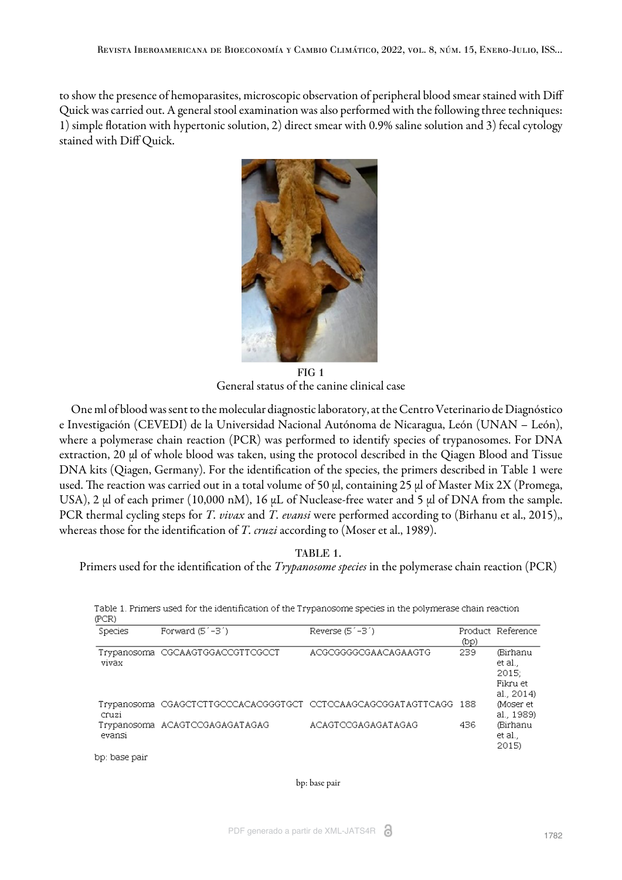to show the presence of hemoparasites, microscopic observation of peripheral blood smear stained with Diff Quick was carried out. A general stool examination was also performed with the following three techniques: 1) simple flotation with hypertonic solution, 2) direct smear with 0.9% saline solution and 3) fecal cytology stained with Diff Quick.

FIG 1
General status of the canine clinical case

One ml of blood was sent to the molecular diagnostic laboratory, at the Centro Veterinario de Diagnóstico e Investigación (CEVEDI) de la Universidad Nacional Autónoma de Nicaragua, León (UNAN – León), where a polymerase chain reaction (PCR) was performed to identify species of trypanosomes. For DNA extraction, 20 µl of whole blood was taken, using the protocol described in the Qiagen Blood and Tissue DNA kits (Qiagen, Germany). For the identification of the species, the primers described in Table 1 were used. The reaction was carried out in a total volume of 50 µl, containing 25 µl of Master Mix 2X (Promega, USA), 2 µl of each primer (10,000 nM), 16 µL of Nuclease-free water and 5 µl of DNA from the sample. PCR thermal cycling steps for *T. vivax* and *T. evansi* were performed according to (Birhanu et al., 2015),, whereas those for the identification of *T. cruzi* according to (Moser et al., 1989).

TABLE 1.
Primers used for the identification of the *Trypanosome species* in the polymerase chain reaction (PCR)

Table 1. Primers used for the identification of the Trypanosome species in the polymerase chain reaction (PCR)

| Species | Forward (5´-3´) | Reverse (5´-3´) | Product (bp) | Reference |
|---|---|---|---|---|
| Trypanosoma vivax | CGCAAGTGGACCGTTCGCCT | ACGCGGGGCGAACAGAAGTG | 239 | (Birhanu et al., 2015; Fikru et al., 2014) |
| Trypanosoma cruzi | CGAGCTCTTGCCCACACGGGTGCT | CCTCCAAGCAGCGGATAGTTCAGG | 188 | (Moser et al., 1989) |
| Trypanosoma evansi | ACAGTCCGAGAGATAGAG | ACAGTCCGAGAGATAGAG | 436 | (Birhanu et al., 2015) |

bp: base pair

bp: base pair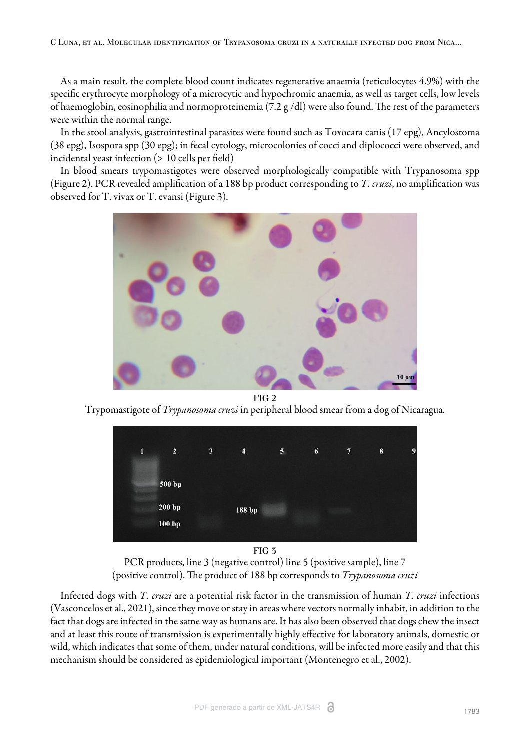As a main result, the complete blood count indicates regenerative anaemia (reticulocytes 4.9%) with the specific erythrocyte morphology of a microcytic and hypochromic anaemia, as well as target cells, low levels of haemoglobin, eosinophilia and normoproteinemia (7.2 g /dl) were also found. The rest of the parameters were within the normal range.

In the stool analysis, gastrointestinal parasites were found such as Toxocara canis (17 epg), Ancylostoma (38 epg), Isospora spp (30 epg); in fecal cytology, microcolonies of cocci and diplococci were observed, and incidental yeast infection (> 10 cells per field)

In blood smears trypomastigotes were observed morphologically compatible with Trypanosoma spp (Figure 2). PCR revealed amplification of a 188 bp product corresponding to *T. cruzi*, no amplification was observed for T. vivax or T. evansi (Figure 3).

FIG 2
Trypomastigote of *Trypanosoma cruzi* in peripheral blood smear from a dog of Nicaragua.

FIG 3
PCR products, line 3 (negative control) line 5 (positive sample), line 7 (positive control). The product of 188 bp corresponds to *Trypanosoma cruzi*

Infected dogs with *T. cruzi* are a potential risk factor in the transmission of human *T. cruzi* infections (Vasconcelos et al., 2021), since they move or stay in areas where vectors normally inhabit, in addition to the fact that dogs are infected in the same way as humans are. It has also been observed that dogs chew the insect and at least this route of transmission is experimentally highly effective for laboratory animals, domestic or wild, which indicates that some of them, under natural conditions, will be infected more easily and that this mechanism should be considered as epidemiological important (Montenegro et al., 2002).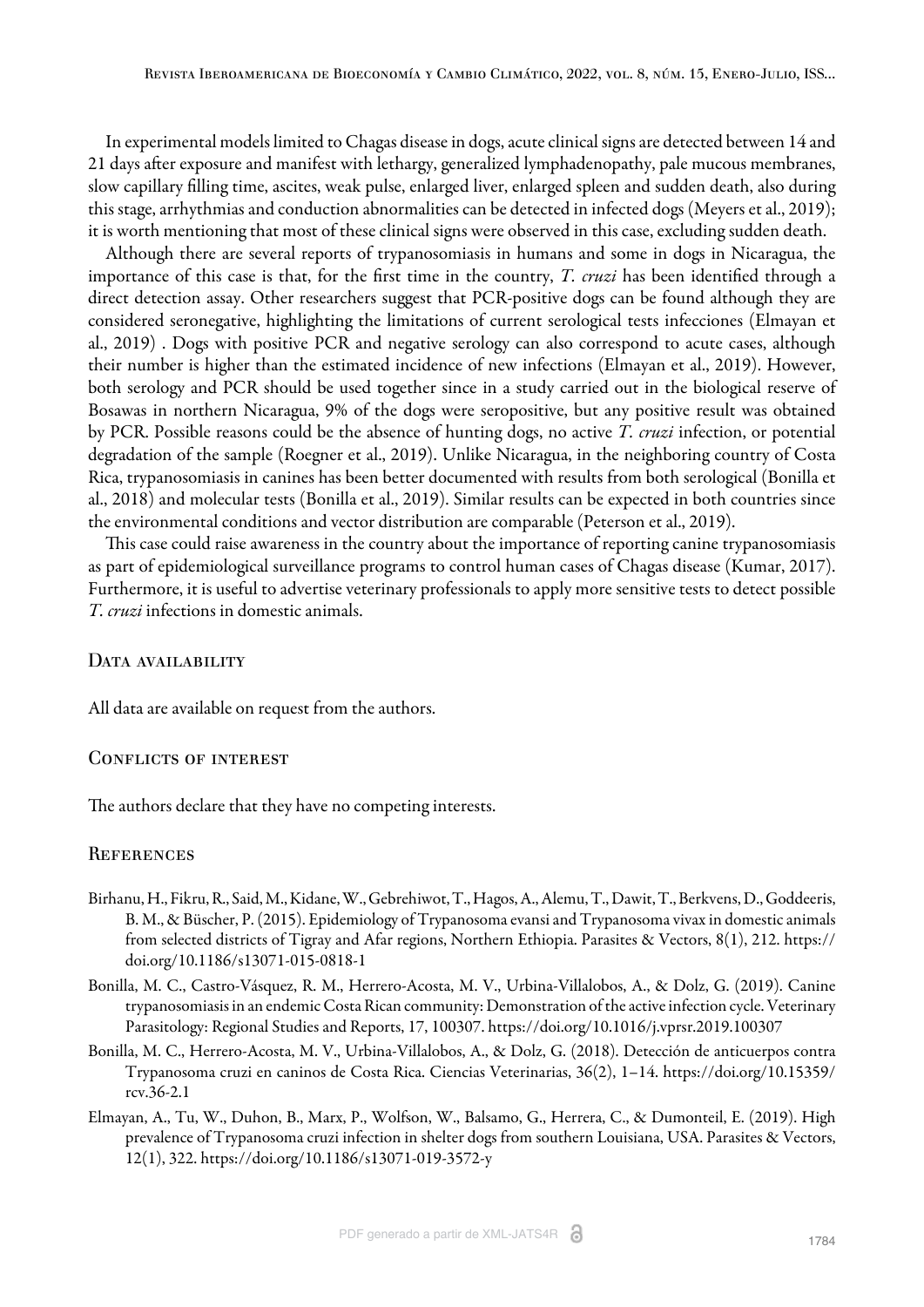In experimental models limited to Chagas disease in dogs, acute clinical signs are detected between 14 and 21 days after exposure and manifest with lethargy, generalized lymphadenopathy, pale mucous membranes, slow capillary filling time, ascites, weak pulse, enlarged liver, enlarged spleen and sudden death, also during this stage, arrhythmias and conduction abnormalities can be detected in infected dogs (Meyers et al., 2019); it is worth mentioning that most of these clinical signs were observed in this case, excluding sudden death.

Although there are several reports of trypanosomiasis in humans and some in dogs in Nicaragua, the importance of this case is that, for the first time in the country, *T. cruzi* has been identified through a direct detection assay. Other researchers suggest that PCR-positive dogs can be found although they are considered seronegative, highlighting the limitations of current serological tests infecciones (Elmayan et al., 2019) . Dogs with positive PCR and negative serology can also correspond to acute cases, although their number is higher than the estimated incidence of new infections (Elmayan et al., 2019). However, both serology and PCR should be used together since in a study carried out in the biological reserve of Bosawas in northern Nicaragua, 9% of the dogs were seropositive, but any positive result was obtained by PCR. Possible reasons could be the absence of hunting dogs, no active *T. cruzi* infection, or potential degradation of the sample (Roegner et al., 2019). Unlike Nicaragua, in the neighboring country of Costa Rica, trypanosomiasis in canines has been better documented with results from both serological (Bonilla et al., 2018) and molecular tests (Bonilla et al., 2019). Similar results can be expected in both countries since the environmental conditions and vector distribution are comparable (Peterson et al., 2019).

This case could raise awareness in the country about the importance of reporting canine trypanosomiasis as part of epidemiological surveillance programs to control human cases of Chagas disease (Kumar, 2017). Furthermore, it is useful to advertise veterinary professionals to apply more sensitive tests to detect possible *T. cruzi* infections in domestic animals.

## Data availability

All data are available on request from the authors.

## Conflicts of interest

The authors declare that they have no competing interests.

## References

- Birhanu, H., Fikru, R., Said, M., Kidane, W., Gebrehiwot, T., Hagos, A., Alemu, T., Dawit, T., Berkvens, D., Goddeeris, B. M., & Büscher, P. (2015). Epidemiology of Trypanosoma evansi and Trypanosoma vivax in domestic animals from selected districts of Tigray and Afar regions, Northern Ethiopia. Parasites & Vectors, 8(1), 212. https://doi.org/10.1186/s13071-015-0818-1
- Bonilla, M. C., Castro-Vásquez, R. M., Herrero-Acosta, M. V., Urbina-Villalobos, A., & Dolz, G. (2019). Canine trypanosomiasis in an endemic Costa Rican community: Demonstration of the active infection cycle. Veterinary Parasitology: Regional Studies and Reports, 17, 100307. https://doi.org/10.1016/j.vprsr.2019.100307
- Bonilla, M. C., Herrero-Acosta, M. V., Urbina-Villalobos, A., & Dolz, G. (2018). Detección de anticuerpos contra Trypanosoma cruzi en caninos de Costa Rica. Ciencias Veterinarias, 36(2), 1–14. https://doi.org/10.15359/rcv.36-2.1
- Elmayan, A., Tu, W., Duhon, B., Marx, P., Wolfson, W., Balsamo, G., Herrera, C., & Dumonteil, E. (2019). High prevalence of Trypanosoma cruzi infection in shelter dogs from southern Louisiana, USA. Parasites & Vectors, 12(1), 322. https://doi.org/10.1186/s13071-019-3572-y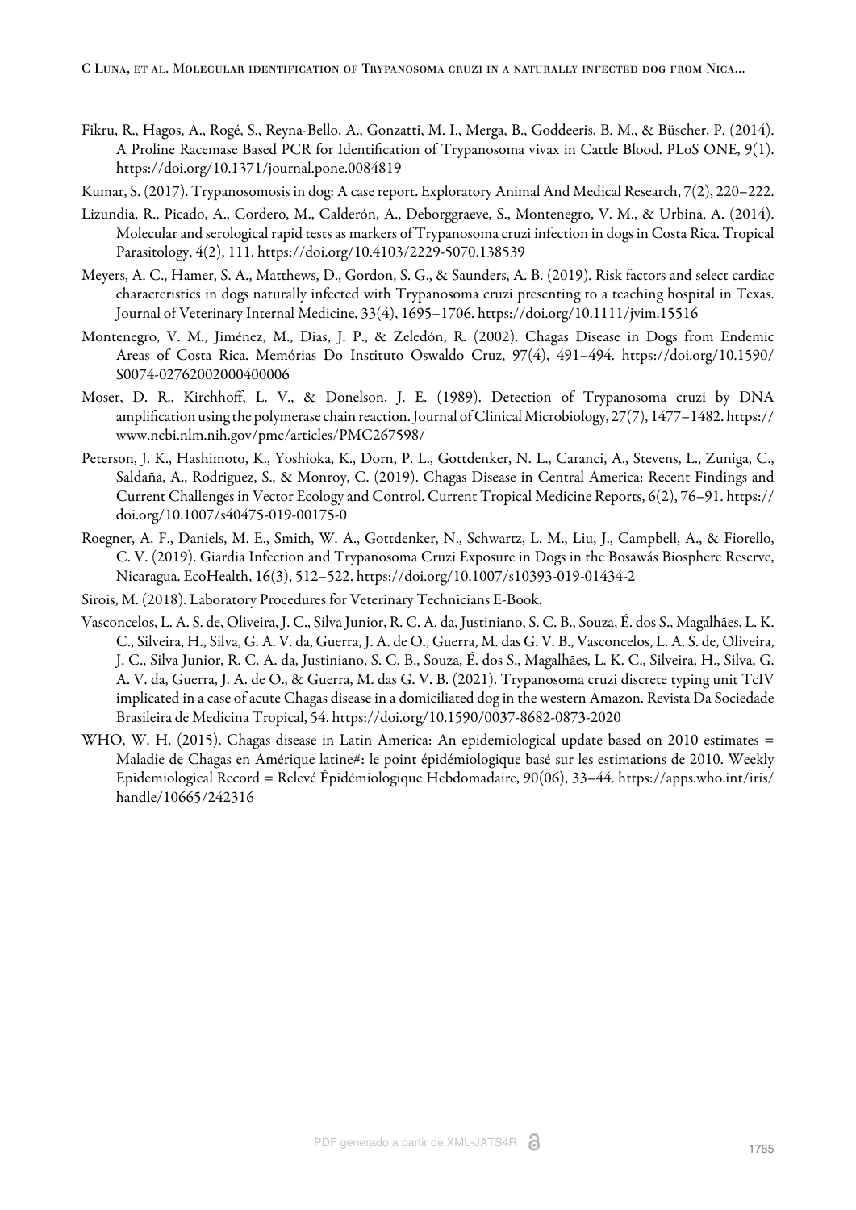Fikru, R., Hagos, A., Rogé, S., Reyna-Bello, A., Gonzatti, M. I., Merga, B., Goddeeris, B. M., & Büscher, P. (2014). A Proline Racemase Based PCR for Identification of Trypanosoma vivax in Cattle Blood. PLoS ONE, 9(1). https://doi.org/10.1371/journal.pone.0084819

Kumar, S. (2017). Trypanosomosis in dog: A case report. Exploratory Animal And Medical Research, 7(2), 220–222.

Lizundia, R., Picado, A., Cordero, M., Calderón, A., Deborggraeve, S., Montenegro, V. M., & Urbina, A. (2014). Molecular and serological rapid tests as markers of Trypanosoma cruzi infection in dogs in Costa Rica. Tropical Parasitology, 4(2), 111. https://doi.org/10.4103/2229-5070.138539

Meyers, A. C., Hamer, S. A., Matthews, D., Gordon, S. G., & Saunders, A. B. (2019). Risk factors and select cardiac characteristics in dogs naturally infected with Trypanosoma cruzi presenting to a teaching hospital in Texas. Journal of Veterinary Internal Medicine, 33(4), 1695–1706. https://doi.org/10.1111/jvim.15516

Montenegro, V. M., Jiménez, M., Dias, J. P., & Zeledón, R. (2002). Chagas Disease in Dogs from Endemic Areas of Costa Rica. Memórias Do Instituto Oswaldo Cruz, 97(4), 491–494. https://doi.org/10.1590/S0074-02762002000400006

Moser, D. R., Kirchhoff, L. V., & Donelson, J. E. (1989). Detection of Trypanosoma cruzi by DNA amplification using the polymerase chain reaction. Journal of Clinical Microbiology, 27(7), 1477–1482. https://www.ncbi.nlm.nih.gov/pmc/articles/PMC267598/

Peterson, J. K., Hashimoto, K., Yoshioka, K., Dorn, P. L., Gottdenker, N. L., Caranci, A., Stevens, L., Zuniga, C., Saldaña, A., Rodriguez, S., & Monroy, C. (2019). Chagas Disease in Central America: Recent Findings and Current Challenges in Vector Ecology and Control. Current Tropical Medicine Reports, 6(2), 76–91. https://doi.org/10.1007/s40475-019-00175-0

Roegner, A. F., Daniels, M. E., Smith, W. A., Gottdenker, N., Schwartz, L. M., Liu, J., Campbell, A., & Fiorello, C. V. (2019). Giardia Infection and Trypanosoma Cruzi Exposure in Dogs in the Bosawás Biosphere Reserve, Nicaragua. EcoHealth, 16(3), 512–522. https://doi.org/10.1007/s10393-019-01434-2

Sirois, M. (2018). Laboratory Procedures for Veterinary Technicians E-Book.

Vasconcelos, L. A. S. de, Oliveira, J. C., Silva Junior, R. C. A. da, Justiniano, S. C. B., Souza, É. dos S., Magalhães, L. K. C., Silveira, H., Silva, G. A. V. da, Guerra, J. A. de O., Guerra, M. das G. V. B., Vasconcelos, L. A. S. de, Oliveira, J. C., Silva Junior, R. C. A. da, Justiniano, S. C. B., Souza, É. dos S., Magalhães, L. K. C., Silveira, H., Silva, G. A. V. da, Guerra, J. A. de O., & Guerra, M. das G. V. B. (2021). Trypanosoma cruzi discrete typing unit TcIV implicated in a case of acute Chagas disease in a domiciliated dog in the western Amazon. Revista Da Sociedade Brasileira de Medicina Tropical, 54. https://doi.org/10.1590/0037-8682-0873-2020

WHO, W. H. (2015). Chagas disease in Latin America: An epidemiological update based on 2010 estimates = Maladie de Chagas en Amérique latine#: le point épidémiologique basé sur les estimations de 2010. Weekly Epidemiological Record = Relevé Épidémiologique Hebdomadaire, 90(06), 33–44. https://apps.who.int/iris/handle/10665/242316